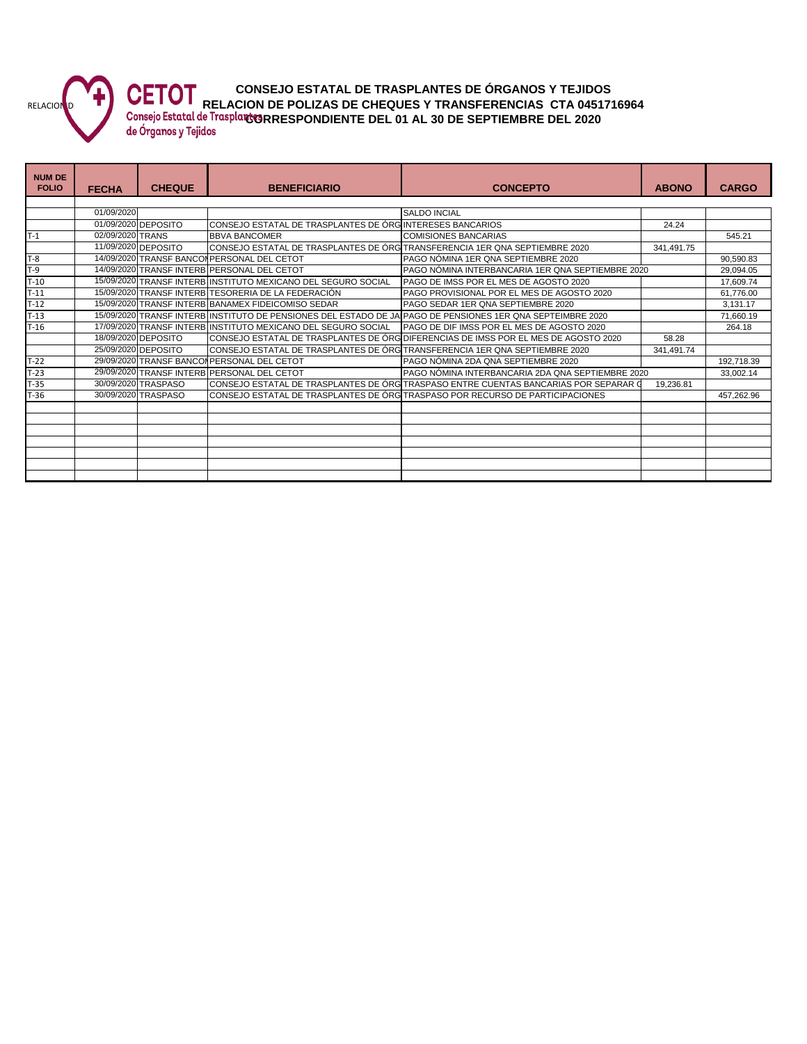RELACION D

**CETOT**
Consejo Estatal de Trasplantes de Órganos y Tejidos

## CONSEJO ESTATAL DE TRASPLANTES DE ÓRGANOS Y TEJIDOS
## RELACION DE POLIZAS DE CHEQUES Y TRANSFERENCIAS CTA 0451716964
## CORRESPONDIENTE DEL 01 AL 30 DE SEPTIEMBRE DEL 2020

| NUM DE FOLIO | FECHA | CHEQUE | BENEFICIARIO | CONCEPTO | ABONO | CARGO |
|---|---|---|---|---|---|---|
| | | | | | | |
| | 01/09/2020 | | | SALDO INCIAL | | |
| | 01/09/2020 | DEPOSITO | CONSEJO ESTATAL DE TRASPLANTES DE ÓRG | INTERESES BANCARIOS | 24.24 | |
| T-1 | 02/09/2020 | TRANS | BBVA BANCOMER | COMISIONES BANCARIAS | | 545.21 |
| | 11/09/2020 | DEPOSITO | CONSEJO ESTATAL DE TRASPLANTES DE ÓRG | TRANSFERENCIA 1ER QNA SEPTIEMBRE 2020 | 341,491.75 | |
| T-8 | 14/09/2020 | TRANSF BANCOI | PERSONAL DEL CETOT | PAGO NÓMINA 1ER QNA SEPTIEMBRE 2020 | | 90,590.83 |
| T-9 | 14/09/2020 | TRANSF INTERB | PERSONAL DEL CETOT | PAGO NÓMINA INTERBANCARIA 1ER QNA SEPTIEMBRE 2020 | | 29,094.05 |
| T-10 | 15/09/2020 | TRANSF INTERB | INSTITUTO MEXICANO DEL SEGURO SOCIAL | PAGO DE IMSS POR EL MES DE AGOSTO 2020 | | 17,609.74 |
| T-11 | 15/09/2020 | TRANSF INTERB | TESORERIA DE LA FEDERACIÓN | PAGO PROVISIONAL POR EL MES DE AGOSTO 2020 | | 61,776.00 |
| T-12 | 15/09/2020 | TRANSF INTERB | BANAMEX FIDEICOMISO SEDAR | PAGO SEDAR 1ER QNA SEPTIEMBRE 2020 | | 3,131.17 |
| T-13 | 15/09/2020 | TRANSF INTERB | INSTITUTO DE PENSIONES DEL ESTADO DE JA | PAGO DE PENSIONES 1ER QNA SEPTEIMBRE 2020 | | 71,660.19 |
| T-16 | 17/09/2020 | TRANSF INTERB | INSTITUTO MEXICANO DEL SEGURO SOCIAL | PAGO DE DIF IMSS POR EL MES DE AGOSTO 2020 | | 264.18 |
| | 18/09/2020 | DEPOSITO | CONSEJO ESTATAL DE TRASPLANTES DE ÓRG | DIFERENCIAS DE IMSS POR EL MES DE AGOSTO 2020 | 58.28 | |
| | 25/09/2020 | DEPOSITO | CONSEJO ESTATAL DE TRASPLANTES DE ÓRG | TRANSFERENCIA 1ER QNA SEPTIEMBRE 2020 | 341,491.74 | |
| T-22 | 29/09/2020 | TRANSF BANCOI | PERSONAL DEL CETOT | PAGO NÓMINA 2DA QNA SEPTIEMBRE 2020 | | 192,718.39 |
| T-23 | 29/09/2020 | TRANSF INTERB | PERSONAL DEL CETOT | PAGO NÓMINA INTERBANCARIA 2DA QNA SEPTIEMBRE 2020 | | 33,002.14 |
| T-35 | 30/09/2020 | TRASPASO | CONSEJO ESTATAL DE TRASPLANTES DE ÓRG | TRASPASO ENTRE CUENTAS BANCARIAS POR SEPARAR C | 19,236.81 | |
| T-36 | 30/09/2020 | TRASPASO | CONSEJO ESTATAL DE TRASPLANTES DE ÓRG | TRASPASO POR RECURSO DE PARTICIPACIONES | | 457,262.96 |
| | | | | | | |
| | | | | | | |
| | | | | | | |
| | | | | | | |
| | | | | | | |
| | | | | | | |
| | | | | | | |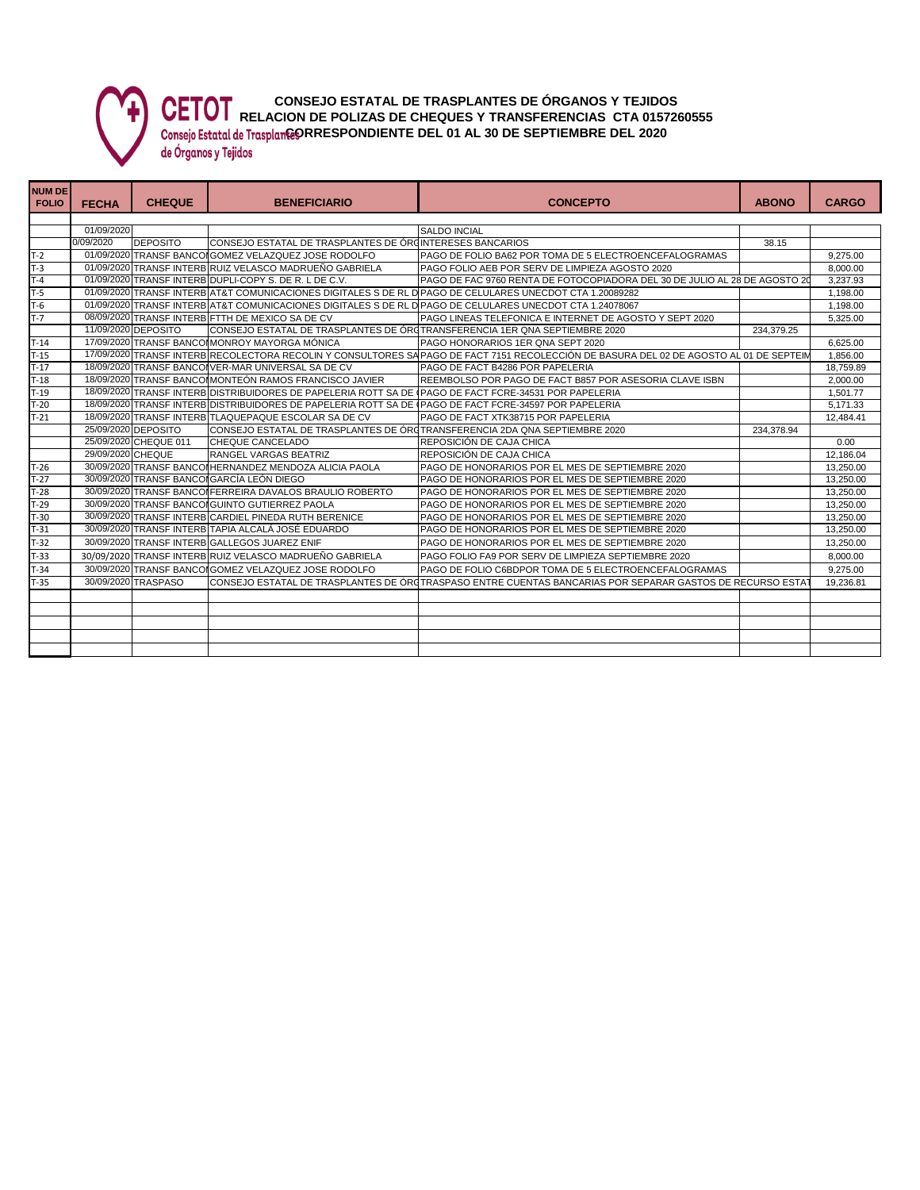**CETOT**
Consejo Estatal de Trasplantes de Órganos y Tejidos

# CONSEJO ESTATAL DE TRASPLANTES DE ÓRGANOS Y TEJIDOS
## RELACION DE POLIZAS DE CHEQUES Y TRANSFERENCIAS CTA 0157260555
## CORRESPONDIENTE DEL 01 AL 30 DE SEPTIEMBRE DEL 2020

| NUM DE FOLIO | FECHA | CHEQUE | BENEFICIARIO | CONCEPTO | ABONO | CARGO |
|---|---|---|---|---|---|---|
| | 01/09/2020 | | | SALDO INCIAL | | |
| | 0/09/2020 | DEPOSITO | CONSEJO ESTATAL DE TRASPLANTES DE ÓRG | INTERESES BANCARIOS | 38.15 | |
| T-2 | 01/09/2020 | TRANSF BANCOI | GOMEZ VELAZQUEZ JOSE RODOLFO | PAGO DE FOLIO BA62 POR TOMA DE 5 ELECTROENCEFALOGRAMAS | | 9,275.00 |
| T-3 | 01/09/2020 | TRANSF INTERB | RUIZ VELASCO MADRUEÑO GABRIELA | PAGO FOLIO AEB POR SERV DE LIMPIEZA AGOSTO 2020 | | 8,000.00 |
| T-4 | 01/09/2020 | TRANSF INTERB | DUPLI-COPY S. DE R. L DE C.V. | PAGO DE FAC 9760 RENTA DE FOTOCOPIADORA DEL 30 DE JULIO AL 28 DE AGOSTO 20 | | 3,237.93 |
| T-5 | 01/09/2020 | TRANSF INTERB | AT&T COMUNICACIONES DIGITALES S DE RL D | PAGO DE CELULARES UNECDOT CTA 1.20089282 | | 1,198.00 |
| T-6 | 01/09/2020 | TRANSF INTERB | AT&T COMUNICACIONES DIGITALES S DE RL D | PAGO DE CELULARES UNECDOT CTA 1.24078067 | | 1,198.00 |
| T-7 | 08/09/2020 | TRANSF INTERB | FTTH DE MEXICO SA DE CV | PAGO LINEAS TELEFONICA E INTERNET DE AGOSTO Y SEPT 2020 | | 5,325.00 |
| | 11/09/2020 | DEPOSITO | CONSEJO ESTATAL DE TRASPLANTES DE ÓRG | TRANSFERENCIA 1ER QNA SEPTIEMBRE 2020 | 234,379.25 | |
| T-14 | 17/09/2020 | TRANSF BANCOI | MONROY MAYORGA MÓNICA | PAGO HONORARIOS 1ER QNA SEPT 2020 | | 6,625.00 |
| T-15 | 17/09/2020 | TRANSF INTERB | RECOLECTORA RECOLIN Y CONSULTORES SA | PAGO DE FACT 7151 RECOLECCIÓN DE BASURA DEL 02 DE AGOSTO AL 01 DE SEPTIEM | | 1,856.00 |
| T-17 | 18/09/2020 | TRANSF BANCOI | VER-MAR UNIVERSAL SA DE CV | PAGO DE FACT B4286 POR PAPELERIA | | 18,759.89 |
| T-18 | 18/09/2020 | TRANSF BANCOI | MONTEÓN RAMOS FRANCISCO JAVIER | REEMBOLSO POR PAGO DE FACT B857 POR ASESORIA CLAVE ISBN | | 2,000.00 |
| T-19 | 18/09/2020 | TRANSF INTERB | DISTRIBUIDORES DE PAPELERIA ROTT SA DE | PAGO DE FACT FCRE-34531 POR PAPELERIA | | 1,501.77 |
| T-20 | 18/09/2020 | TRANSF INTERB | DISTRIBUIDORES DE PAPELERIA ROTT SA DE | PAGO DE FACT FCRE-34597 POR PAPELERIA | | 5,171.33 |
| T-21 | 18/09/2020 | TRANSF INTERB | TLAQUEPAQUE ESCOLAR SA DE CV | PAGO DE FACT XTK38715 POR PAPELERIA | | 12,484.41 |
| | 25/09/2020 | DEPOSITO | CONSEJO ESTATAL DE TRASPLANTES DE ÓRG | TRANSFERENCIA 2DA QNA SEPTIEMBRE 2020 | 234,378.94 | |
| | 25/09/2020 | CHEQUE 011 | CHEQUE CANCELADO | REPOSICIÓN DE CAJA CHICA | | 0.00 |
| | 29/09/2020 | CHEQUE | RANGEL VARGAS BEATRIZ | REPOSICIÓN DE CAJA CHICA | | 12,186.04 |
| T-26 | 30/09/2020 | TRANSF BANCOI | HERNANDEZ MENDOZA ALICIA PAOLA | PAGO DE HONORARIOS POR EL MES DE SEPTIEMBRE 2020 | | 13,250.00 |
| T-27 | 30/09/2020 | TRANSF BANCOI | GARCÍA LEÓN DIEGO | PAGO DE HONORARIOS POR EL MES DE SEPTIEMBRE 2020 | | 13,250.00 |
| T-28 | 30/09/2020 | TRANSF BANCOI | FERREIRA DAVALOS BRAULIO ROBERTO | PAGO DE HONORARIOS POR EL MES DE SEPTIEMBRE 2020 | | 13,250.00 |
| T-29 | 30/09/2020 | TRANSF BANCOI | GUINTO GUTIERREZ PAOLA | PAGO DE HONORARIOS POR EL MES DE SEPTIEMBRE 2020 | | 13,250.00 |
| T-30 | 30/09/2020 | TRANSF INTERB | CARDIEL PINEDA RUTH BERENICE | PAGO DE HONORARIOS POR EL MES DE SEPTIEMBRE 2020 | | 13,250.00 |
| T-31 | 30/09/2020 | TRANSF INTERB | TAPIA ALCALÁ JOSÉ EDUARDO | PAGO DE HONORARIOS POR EL MES DE SEPTIEMBRE 2020 | | 13,250.00 |
| T-32 | 30/09/2020 | TRANSF INTERB | GALLEGOS JUAREZ ENIF | PAGO DE HONORARIOS POR EL MES DE SEPTIEMBRE 2020 | | 13,250.00 |
| T-33 | 30/09/2020 | TRANSF INTERB | RUIZ VELASCO MADRUEÑO GABRIELA | PAGO FOLIO FA9 POR SERV DE LIMPIEZA SEPTIEMBRE 2020 | | 8,000.00 |
| T-34 | 30/09/2020 | TRANSF BANCOI | GOMEZ VELAZQUEZ JOSE RODOLFO | PAGO DE FOLIO C6BDPOR TOMA DE 5 ELECTROENCEFALOGRAMAS | | 9,275.00 |
| T-35 | 30/09/2020 | TRASPASO | CONSEJO ESTATAL DE TRASPLANTES DE ÓRG | TRASPASO ENTRE CUENTAS BANCARIAS POR SEPARAR GASTOS DE RECURSO ESTAT | | 19,236.81 |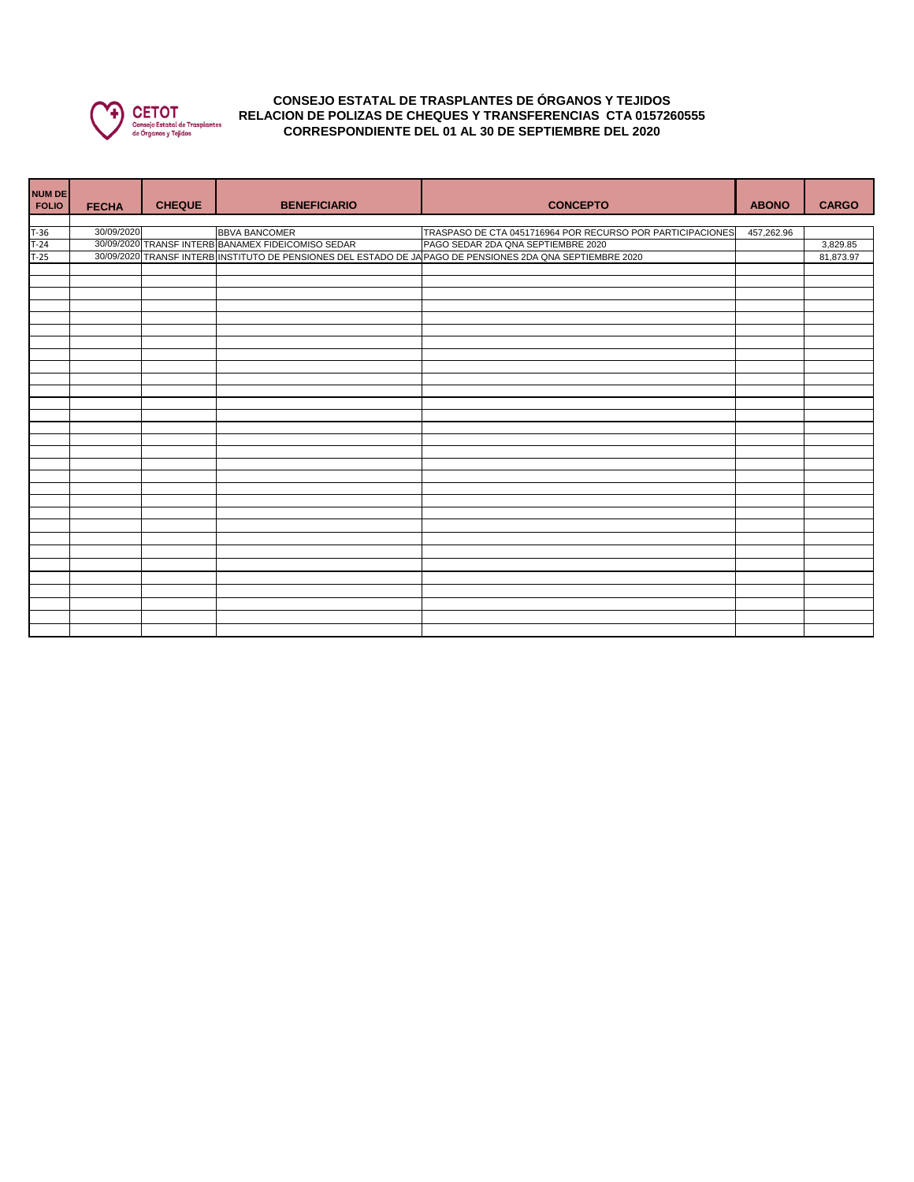CETOT
Consejo Estatal de Trasplantes de Órganos y Tejidos

**CONSEJO ESTATAL DE TRASPLANTES DE ÓRGANOS Y TEJIDOS**
**RELACION DE POLIZAS DE CHEQUES Y TRANSFERENCIAS CTA 0157260555**
**CORRESPONDIENTE DEL 01 AL 30 DE SEPTIEMBRE DEL 2020**

| NUM DE FOLIO | FECHA | CHEQUE | BENEFICIARIO | CONCEPTO | ABONO | CARGO |
|---|---|---|---|---|---|---|
| T-36 | 30/09/2020 | | BBVA BANCOMER | TRASPASO DE CTA 0451716964 POR RECURSO POR PARTICIPACIONES | 457,262.96 | |
| T-24 | 30/09/2020 | TRANSF INTERB | BANAMEX FIDEICOMISO SEDAR | PAGO SEDAR 2DA QNA SEPTIEMBRE 2020 | | 3,829.85 |
| T-25 | 30/09/2020 | TRANSF INTERB | INSTITUTO DE PENSIONES DEL ESTADO DE JA | PAGO DE PENSIONES 2DA QNA SEPTIEMBRE 2020 | | 81,873.97 |